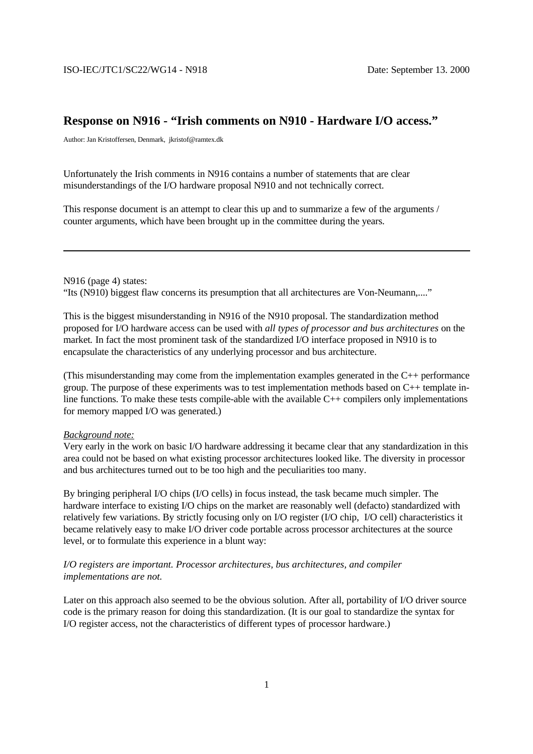ISO-IEC/JTC1/SC22/WG14 - N918 Date: September 13. 2000

# Response on N916 - "Irish comments on N910 - Hardware I/O access."

Author: Jan Kristoffersen, Denmark, jkristof@ramtex.dk

Unfortunately the Irish comments in N916 contains a number of statements that are clear misunderstandings of the I/O hardware proposal N910 and not technically correct.

This response document is an attempt to clear this up and to summarize a few of the arguments / counter arguments, which have been brought up in the committee during the years.

---

N916 (page 4) states:
"Its (N910) biggest flaw concerns its presumption that all architectures are Von-Neumann,...."

This is the biggest misunderstanding in N916 of the N910 proposal. The standardization method proposed for I/O hardware access can be used with *all types of processor and bus architectures* on the market. In fact the most prominent task of the standardized I/O interface proposed in N910 is to encapsulate the characteristics of any underlying processor and bus architecture.

(This misunderstanding may come from the implementation examples generated in the C++ performance group. The purpose of these experiments was to test implementation methods based on C++ template in-line functions. To make these tests compile-able with the available C++ compilers only implementations for memory mapped I/O was generated.)

*Background note:*
Very early in the work on basic I/O hardware addressing it became clear that any standardization in this area could not be based on what existing processor architectures looked like. The diversity in processor and bus architectures turned out to be too high and the peculiarities too many.

By bringing peripheral I/O chips (I/O cells) in focus instead, the task became much simpler. The hardware interface to existing I/O chips on the market are reasonably well (defacto) standardized with relatively few variations. By strictly focusing only on I/O register (I/O chip, I/O cell) characteristics it became relatively easy to make I/O driver code portable across processor architectures at the source level, or to formulate this experience in a blunt way:

*I/O registers are important. Processor architectures, bus architectures, and compiler implementations are not.*

Later on this approach also seemed to be the obvious solution. After all, portability of I/O driver source code is the primary reason for doing this standardization. (It is our goal to standardize the syntax for I/O register access, not the characteristics of different types of processor hardware.)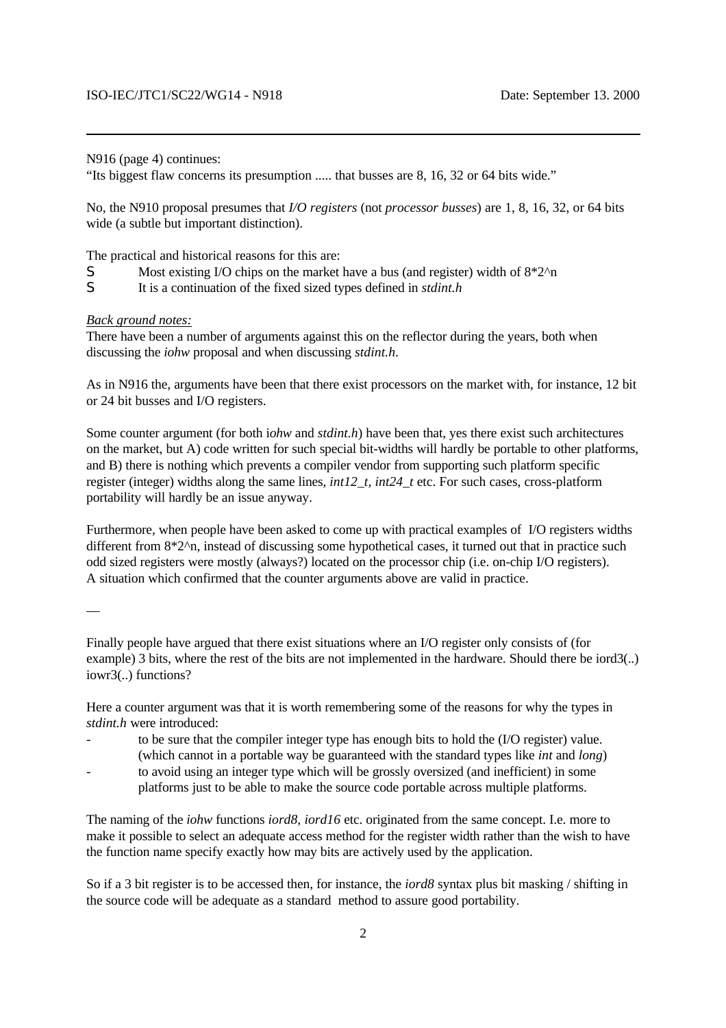N916 (page 4) continues:
"Its biggest flaw concerns its presumption ..... that busses are 8, 16, 32 or 64 bits wide."

No, the N910 proposal presumes that *I/O registers* (not *processor busses*) are 1, 8, 16, 32, or 64 bits wide (a subtle but important distinction).

The practical and historical reasons for this are:

- Most existing I/O chips on the market have a bus (and register) width of 8*2^n
- It is a continuation of the fixed sized types defined in *stdint.h*

*Back ground notes:*
There have been a number of arguments against this on the reflector during the years, both when discussing the *iohw* proposal and when discussing *stdint.h*.

As in N916 the, arguments have been that there exist processors on the market with, for instance, 12 bit or 24 bit busses and I/O registers.

Some counter argument (for both i*ohw* and *stdint.h*) have been that, yes there exist such architectures on the market, but A) code written for such special bit-widths will hardly be portable to other platforms, and B) there is nothing which prevents a compiler vendor from supporting such platform specific register (integer) widths along the same lines, *int12_t, int24_t* etc. For such cases, cross-platform portability will hardly be an issue anyway.

Furthermore, when people have been asked to come up with practical examples of I/O registers widths different from 8*2^n, instead of discussing some hypothetical cases, it turned out that in practice such odd sized registers were mostly (always?) located on the processor chip (i.e. on-chip I/O registers). A situation which confirmed that the counter arguments above are valid in practice.

—

Finally people have argued that there exist situations where an I/O register only consists of (for example) 3 bits, where the rest of the bits are not implemented in the hardware. Should there be iord3(..) iowr3(..) functions?

Here a counter argument was that it is worth remembering some of the reasons for why the types in *stdint.h* were introduced:

- to be sure that the compiler integer type has enough bits to hold the (I/O register) value. (which cannot in a portable way be guaranteed with the standard types like *int* and *long*)
- to avoid using an integer type which will be grossly oversized (and inefficient) in some platforms just to be able to make the source code portable across multiple platforms.

The naming of the *iohw* functions *iord8, iord16* etc. originated from the same concept. I.e. more to make it possible to select an adequate access method for the register width rather than the wish to have the function name specify exactly how may bits are actively used by the application.

So if a 3 bit register is to be accessed then, for instance, the *iord8* syntax plus bit masking / shifting in the source code will be adequate as a standard method to assure good portability.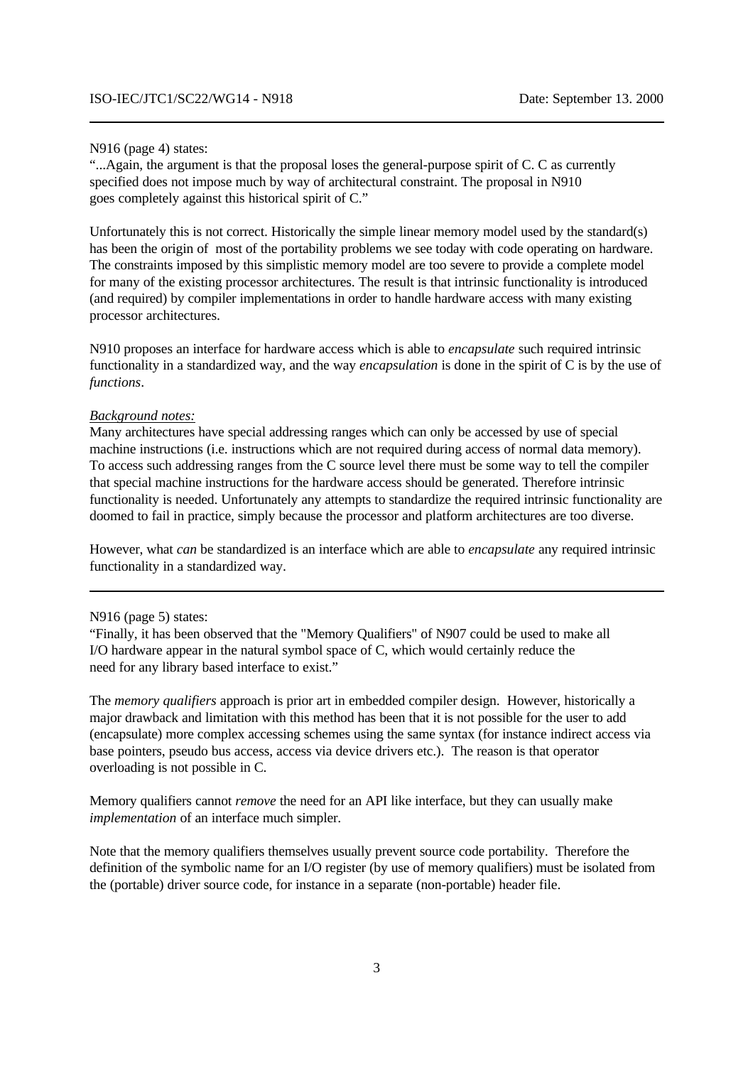N916 (page 4) states:
"...Again, the argument is that the proposal loses the general-purpose spirit of C. C as currently specified does not impose much by way of architectural constraint. The proposal in N910 goes completely against this historical spirit of C."

Unfortunately this is not correct. Historically the simple linear memory model used by the standard(s) has been the origin of most of the portability problems we see today with code operating on hardware. The constraints imposed by this simplistic memory model are too severe to provide a complete model for many of the existing processor architectures. The result is that intrinsic functionality is introduced (and required) by compiler implementations in order to handle hardware access with many existing processor architectures.

N910 proposes an interface for hardware access which is able to *encapsulate* such required intrinsic functionality in a standardized way, and the way *encapsulation* is done in the spirit of C is by the use of *functions*.

*Background notes:*
Many architectures have special addressing ranges which can only be accessed by use of special machine instructions (i.e. instructions which are not required during access of normal data memory). To access such addressing ranges from the C source level there must be some way to tell the compiler that special machine instructions for the hardware access should be generated. Therefore intrinsic functionality is needed. Unfortunately any attempts to standardize the required intrinsic functionality are doomed to fail in practice, simply because the processor and platform architectures are too diverse.

However, what *can* be standardized is an interface which are able to *encapsulate* any required intrinsic functionality in a standardized way.

---

N916 (page 5) states:
"Finally, it has been observed that the "Memory Qualifiers" of N907 could be used to make all I/O hardware appear in the natural symbol space of C, which would certainly reduce the need for any library based interface to exist."

The *memory qualifiers* approach is prior art in embedded compiler design. However, historically a major drawback and limitation with this method has been that it is not possible for the user to add (encapsulate) more complex accessing schemes using the same syntax (for instance indirect access via base pointers, pseudo bus access, access via device drivers etc.). The reason is that operator overloading is not possible in C.

Memory qualifiers cannot *remove* the need for an API like interface, but they can usually make *implementation* of an interface much simpler.

Note that the memory qualifiers themselves usually prevent source code portability. Therefore the definition of the symbolic name for an I/O register (by use of memory qualifiers) must be isolated from the (portable) driver source code, for instance in a separate (non-portable) header file.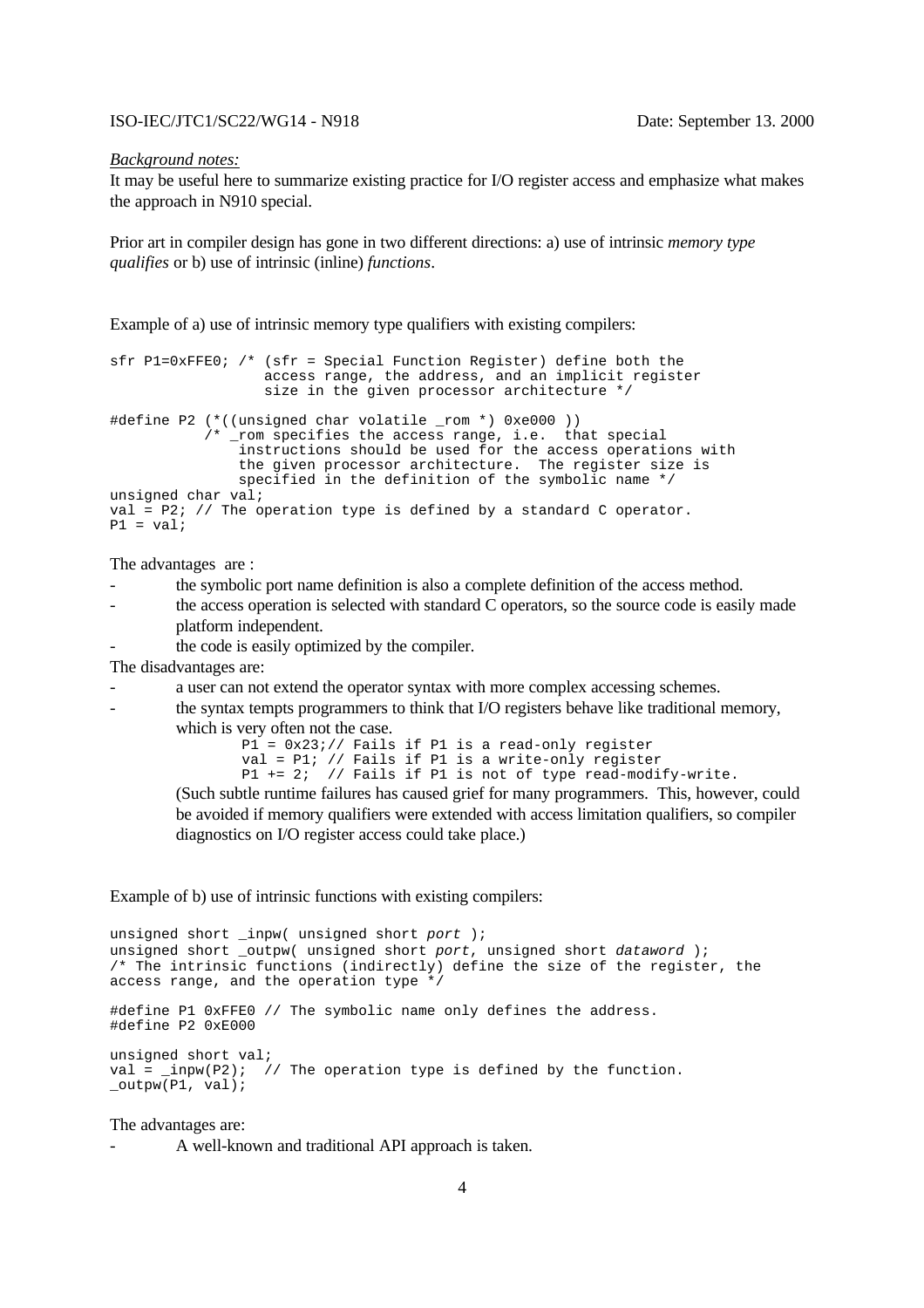*Background notes:*

It may be useful here to summarize existing practice for I/O register access and emphasize what makes the approach in N910 special.

Prior art in compiler design has gone in two different directions: a) use of intrinsic *memory type qualifies* or b) use of intrinsic (inline) *functions*.

Example of a) use of intrinsic memory type qualifiers with existing compilers:

```
sfr P1=0xFFE0; /* (sfr = Special Function Register) define both the
                  access range, the address, and an implicit register
                  size in the given processor architecture */

#define P2 (*((unsigned char volatile _rom *) 0xe000 ))
           /* _rom specifies the access range, i.e.  that special
               instructions should be used for the access operations with
               the given processor architecture.  The register size is
               specified in the definition of the symbolic name */
unsigned char val;
val = P2; // The operation type is defined by a standard C operator.
P1 = val;
```

The advantages are :

- the symbolic port name definition is also a complete definition of the access method.
- the access operation is selected with standard C operators, so the source code is easily made platform independent.
- the code is easily optimized by the compiler.

The disadvantages are:

- a user can not extend the operator syntax with more complex accessing schemes.
- the syntax tempts programmers to think that I/O registers behave like traditional memory, which is very often not the case.

  ```
  P1 = 0x23;// Fails if P1 is a read-only register
  val = P1; // Fails if P1 is a write-only register
  P1 += 2;  // Fails if P1 is not of type read-modify-write.
  ```

  (Such subtle runtime failures has caused grief for many programmers. This, however, could be avoided if memory qualifiers were extended with access limitation qualifiers, so compiler diagnostics on I/O register access could take place.)

Example of b) use of intrinsic functions with existing compilers:

```
unsigned short _inpw( unsigned short port );
unsigned short _outpw( unsigned short port, unsigned short dataword );
/* The intrinsic functions (indirectly) define the size of the register, the
access range, and the operation type */

#define P1 0xFFE0 // The symbolic name only defines the address.
#define P2 0xE000

unsigned short val;
val = _inpw(P2);  // The operation type is defined by the function.
_outpw(P1, val);
```

The advantages are:

- A well-known and traditional API approach is taken.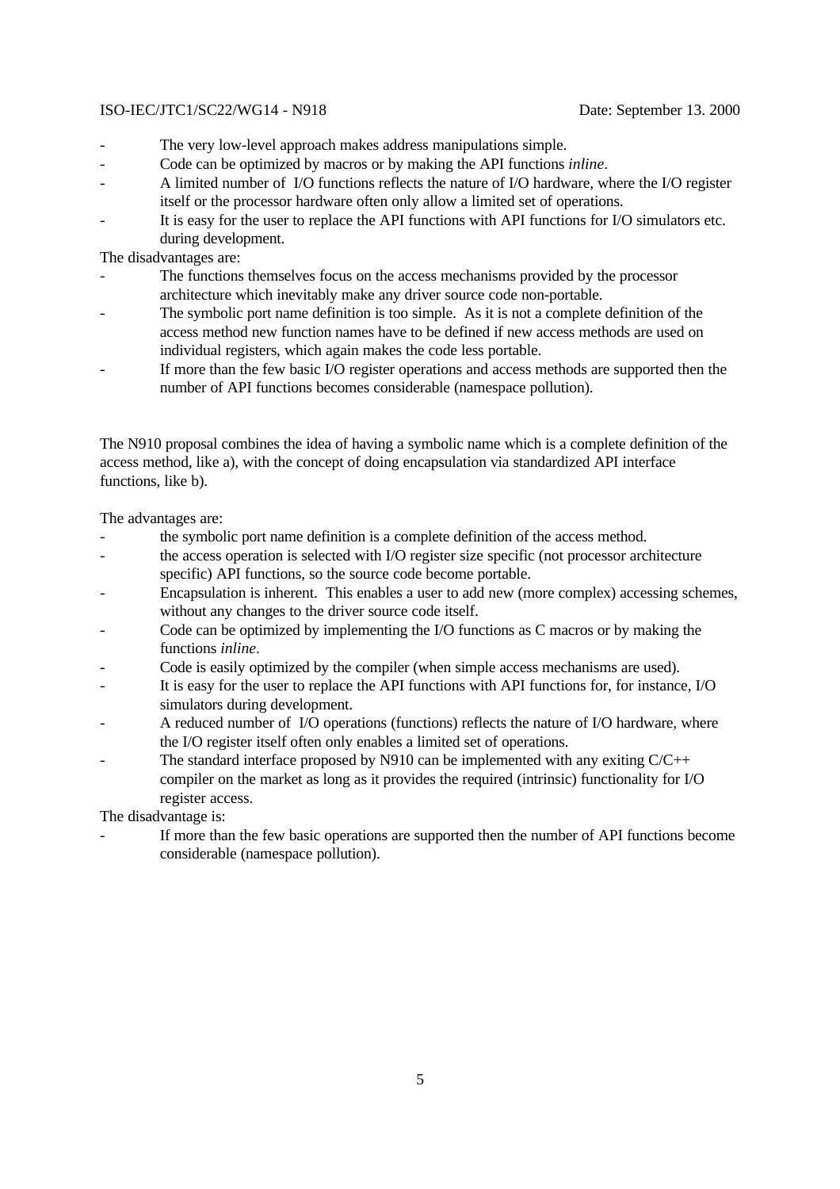- The very low-level approach makes address manipulations simple.
- Code can be optimized by macros or by making the API functions *inline*.
- A limited number of I/O functions reflects the nature of I/O hardware, where the I/O register itself or the processor hardware often only allow a limited set of operations.
- It is easy for the user to replace the API functions with API functions for I/O simulators etc. during development.

The disadvantages are:

- The functions themselves focus on the access mechanisms provided by the processor architecture which inevitably make any driver source code non-portable.
- The symbolic port name definition is too simple. As it is not a complete definition of the access method new function names have to be defined if new access methods are used on individual registers, which again makes the code less portable.
- If more than the few basic I/O register operations and access methods are supported then the number of API functions becomes considerable (namespace pollution).

The N910 proposal combines the idea of having a symbolic name which is a complete definition of the access method, like a), with the concept of doing encapsulation via standardized API interface functions, like b).

The advantages are:

- the symbolic port name definition is a complete definition of the access method.
- the access operation is selected with I/O register size specific (not processor architecture specific) API functions, so the source code become portable.
- Encapsulation is inherent. This enables a user to add new (more complex) accessing schemes, without any changes to the driver source code itself.
- Code can be optimized by implementing the I/O functions as C macros or by making the functions *inline*.
- Code is easily optimized by the compiler (when simple access mechanisms are used).
- It is easy for the user to replace the API functions with API functions for, for instance, I/O simulators during development.
- A reduced number of I/O operations (functions) reflects the nature of I/O hardware, where the I/O register itself often only enables a limited set of operations.
- The standard interface proposed by N910 can be implemented with any exiting C/C++ compiler on the market as long as it provides the required (intrinsic) functionality for I/O register access.

The disadvantage is:

- If more than the few basic operations are supported then the number of API functions become considerable (namespace pollution).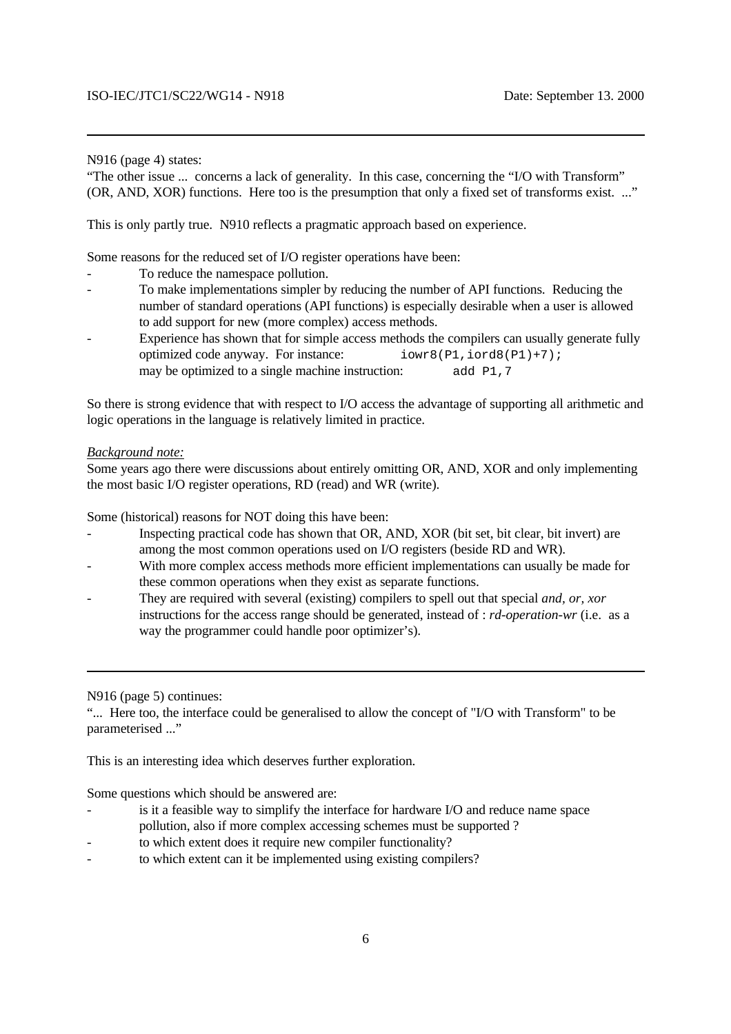N916 (page 4) states:

"The other issue ... concerns a lack of generality. In this case, concerning the "I/O with Transform" (OR, AND, XOR) functions. Here too is the presumption that only a fixed set of transforms exist. ..."

This is only partly true. N910 reflects a pragmatic approach based on experience.

Some reasons for the reduced set of I/O register operations have been:

- To reduce the namespace pollution.
- To make implementations simpler by reducing the number of API functions. Reducing the number of standard operations (API functions) is especially desirable when a user is allowed to add support for new (more complex) access methods.
- Experience has shown that for simple access methods the compilers can usually generate fully optimized code anyway. For instance: `iowr8(P1,iord8(P1)+7);` may be optimized to a single machine instruction: `add P1,7`

So there is strong evidence that with respect to I/O access the advantage of supporting all arithmetic and logic operations in the language is relatively limited in practice.

*Background note:*

Some years ago there were discussions about entirely omitting OR, AND, XOR and only implementing the most basic I/O register operations, RD (read) and WR (write).

Some (historical) reasons for NOT doing this have been:

- Inspecting practical code has shown that OR, AND, XOR (bit set, bit clear, bit invert) are among the most common operations used on I/O registers (beside RD and WR).
- With more complex access methods more efficient implementations can usually be made for these common operations when they exist as separate functions.
- They are required with several (existing) compilers to spell out that special *and, or, xor* instructions for the access range should be generated, instead of : *rd-operation-wr* (i.e. as a way the programmer could handle poor optimizer's).

---

N916 (page 5) continues:

"... Here too, the interface could be generalised to allow the concept of "I/O with Transform" to be parameterised ..."

This is an interesting idea which deserves further exploration.

Some questions which should be answered are:

- is it a feasible way to simplify the interface for hardware I/O and reduce name space pollution, also if more complex accessing schemes must be supported ?
- to which extent does it require new compiler functionality?
- to which extent can it be implemented using existing compilers?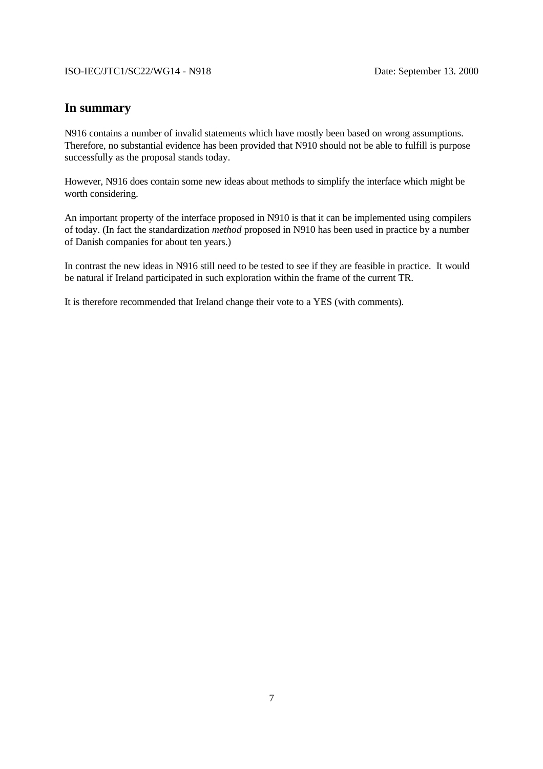## In summary

N916 contains a number of invalid statements which have mostly been based on wrong assumptions. Therefore, no substantial evidence has been provided that N910 should not be able to fulfill is purpose successfully as the proposal stands today.

However, N916 does contain some new ideas about methods to simplify the interface which might be worth considering.

An important property of the interface proposed in N910 is that it can be implemented using compilers of today. (In fact the standardization *method* proposed in N910 has been used in practice by a number of Danish companies for about ten years.)

In contrast the new ideas in N916 still need to be tested to see if they are feasible in practice. It would be natural if Ireland participated in such exploration within the frame of the current TR.

It is therefore recommended that Ireland change their vote to a YES (with comments).